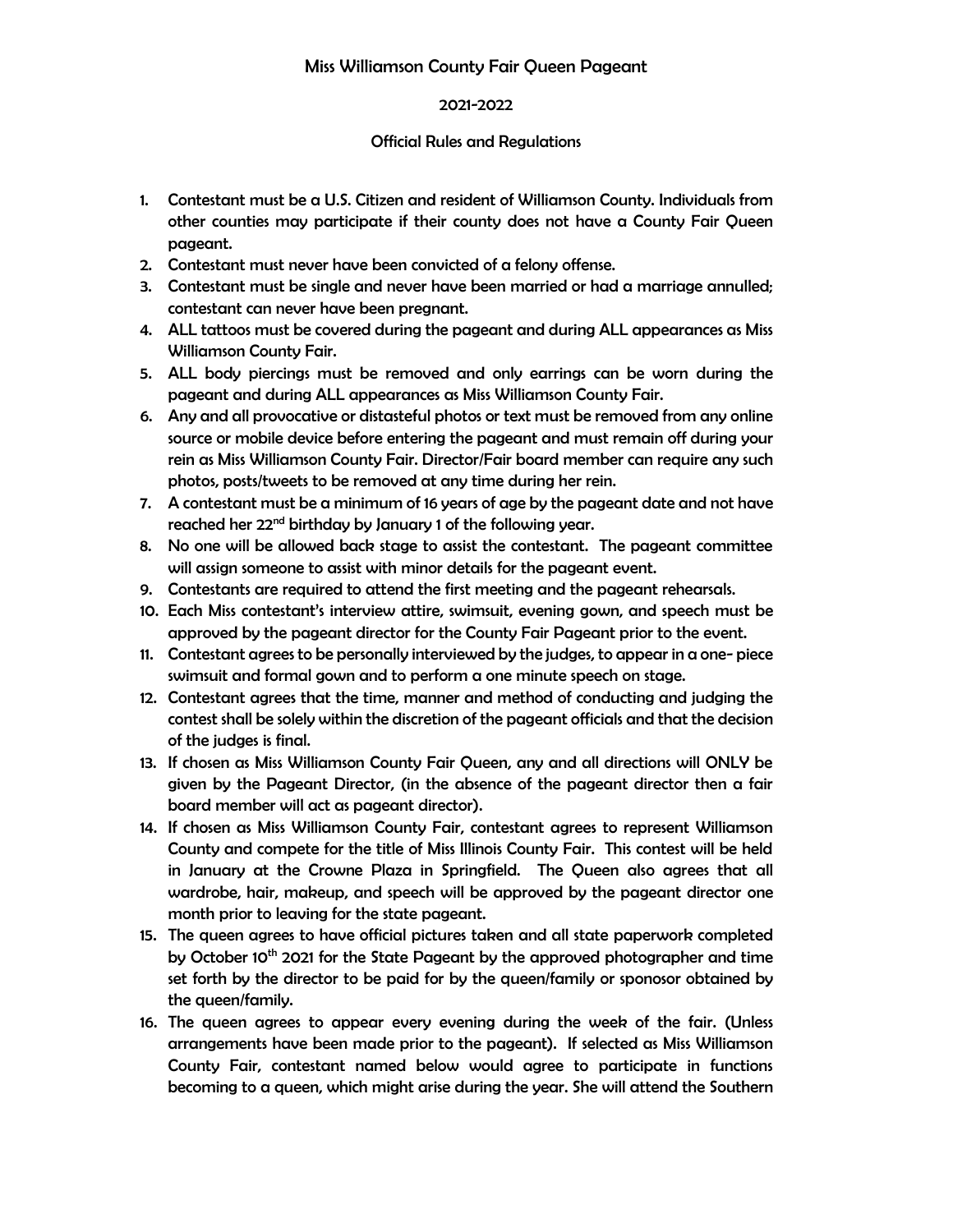# Miss Williamson County Fair Queen Pageant

## 2021-2022

### Official Rules and Regulations

1. Contestant must be a U.S. Citizen and resident of Williamson County. Individuals from other counties may participate if their county does not have a County Fair Queen pageant.
2. Contestant must never have been convicted of a felony offense.
3. Contestant must be single and never have been married or had a marriage annulled; contestant can never have been pregnant.
4. ALL tattoos must be covered during the pageant and during ALL appearances as Miss Williamson County Fair.
5. ALL body piercings must be removed and only earrings can be worn during the pageant and during ALL appearances as Miss Williamson County Fair.
6. Any and all provocative or distasteful photos or text must be removed from any online source or mobile device before entering the pageant and must remain off during your rein as Miss Williamson County Fair. Director/Fair board member can require any such photos, posts/tweets to be removed at any time during her rein.
7. A contestant must be a minimum of 16 years of age by the pageant date and not have reached her 22nd birthday by January 1 of the following year.
8. No one will be allowed back stage to assist the contestant. The pageant committee will assign someone to assist with minor details for the pageant event.
9. Contestants are required to attend the first meeting and the pageant rehearsals.
10. Each Miss contestant's interview attire, swimsuit, evening gown, and speech must be approved by the pageant director for the County Fair Pageant prior to the event.
11. Contestant agrees to be personally interviewed by the judges, to appear in a one- piece swimsuit and formal gown and to perform a one minute speech on stage.
12. Contestant agrees that the time, manner and method of conducting and judging the contest shall be solely within the discretion of the pageant officials and that the decision of the judges is final.
13. If chosen as Miss Williamson County Fair Queen, any and all directions will ONLY be given by the Pageant Director, (in the absence of the pageant director then a fair board member will act as pageant director).
14. If chosen as Miss Williamson County Fair, contestant agrees to represent Williamson County and compete for the title of Miss Illinois County Fair. This contest will be held in January at the Crowne Plaza in Springfield. The Queen also agrees that all wardrobe, hair, makeup, and speech will be approved by the pageant director one month prior to leaving for the state pageant.
15. The queen agrees to have official pictures taken and all state paperwork completed by October 10th 2021 for the State Pageant by the approved photographer and time set forth by the director to be paid for by the queen/family or sponosor obtained by the queen/family.
16. The queen agrees to appear every evening during the week of the fair. (Unless arrangements have been made prior to the pageant). If selected as Miss Williamson County Fair, contestant named below would agree to participate in functions becoming to a queen, which might arise during the year. She will attend the Southern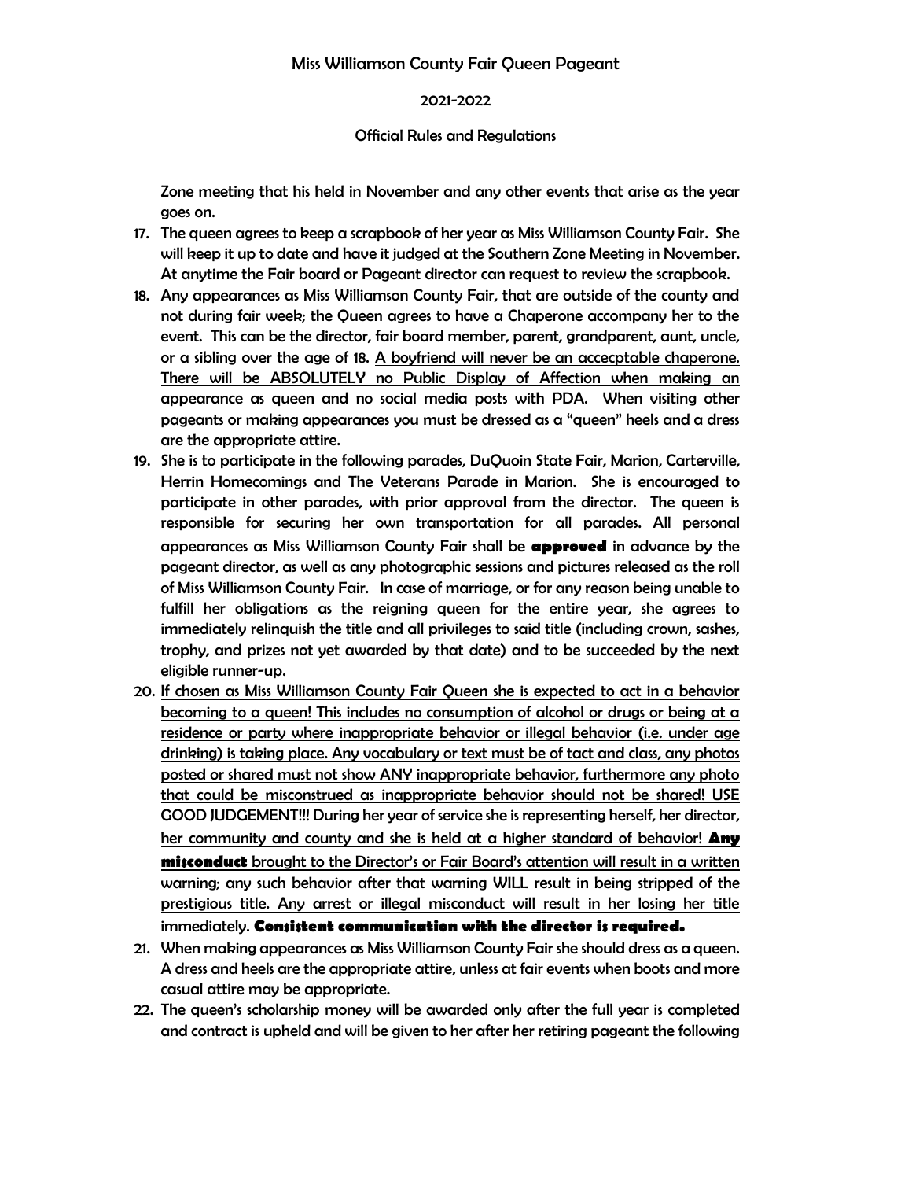Zone meeting that his held in November and any other events that arise as the year goes on.

17. The queen agrees to keep a scrapbook of her year as Miss Williamson County Fair. She will keep it up to date and have it judged at the Southern Zone Meeting in November. At anytime the Fair board or Pageant director can request to review the scrapbook.
18. Any appearances as Miss Williamson County Fair, that are outside of the county and not during fair week; the Queen agrees to have a Chaperone accompany her to the event. This can be the director, fair board member, parent, grandparent, aunt, uncle, or a sibling over the age of 18. <u>A boyfriend will never be an accecptable chaperone. There will be ABSOLUTELY no Public Display of Affection when making an appearance as queen and no social media posts with PDA.</u> When visiting other pageants or making appearances you must be dressed as a "queen" heels and a dress are the appropriate attire.
19. She is to participate in the following parades, DuQuoin State Fair, Marion, Carterville, Herrin Homecomings and The Veterans Parade in Marion. She is encouraged to participate in other parades, with prior approval from the director. The queen is responsible for securing her own transportation for all parades. All personal appearances as Miss Williamson County Fair shall be **approved** in advance by the pageant director, as well as any photographic sessions and pictures released as the roll of Miss Williamson County Fair. In case of marriage, or for any reason being unable to fulfill her obligations as the reigning queen for the entire year, she agrees to immediately relinquish the title and all privileges to said title (including crown, sashes, trophy, and prizes not yet awarded by that date) and to be succeeded by the next eligible runner-up.
20. <u>If chosen as Miss Williamson County Fair Queen she is expected to act in a behavior becoming to a queen! This includes no consumption of alcohol or drugs or being at a residence or party where inappropriate behavior or illegal behavior (i.e. under age drinking) is taking place. Any vocabulary or text must be of tact and class, any photos posted or shared must not show ANY inappropriate behavior, furthermore any photo that could be misconstrued as inappropriate behavior should not be shared! USE GOOD JUDGEMENT!!! During her year of service she is representing herself, her director, her community and county and she is held at a higher standard of behavior! **Any misconduct** brought to the Director's or Fair Board's attention will result in a written warning; any such behavior after that warning WILL result in being stripped of the prestigious title. Any arrest or illegal misconduct will result in her losing her title immediately. **Consistent communication with the director is required.**</u>
21. When making appearances as Miss Williamson County Fair she should dress as a queen. A dress and heels are the appropriate attire, unless at fair events when boots and more casual attire may be appropriate.
22. The queen's scholarship money will be awarded only after the full year is completed and contract is upheld and will be given to her after her retiring pageant the following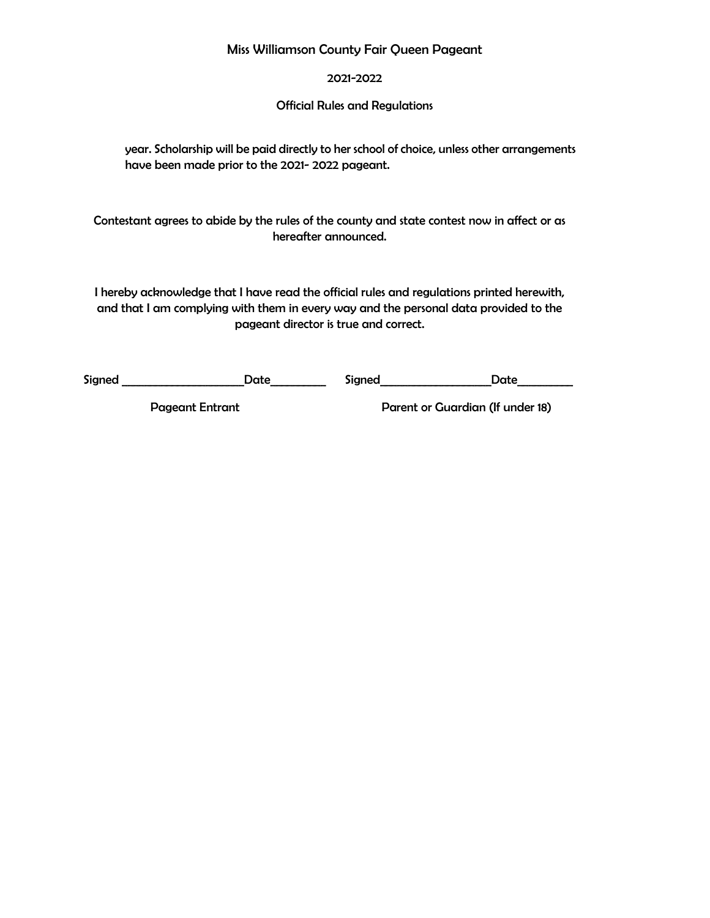Miss Williamson County Fair Queen Pageant

2021-2022

Official Rules and Regulations

year. Scholarship will be paid directly to her school of choice, unless other arrangements have been made prior to the 2021- 2022 pageant.

Contestant agrees to abide by the rules of the county and state contest now in affect or as hereafter announced.

I hereby acknowledge that I have read the official rules and regulations printed herewith, and that I am complying with them in every way and the personal data provided to the pageant director is true and correct.

Signed ____________________Date_________ Signed__________________Date_________

Pageant Entrant Parent or Guardian (If under 18)